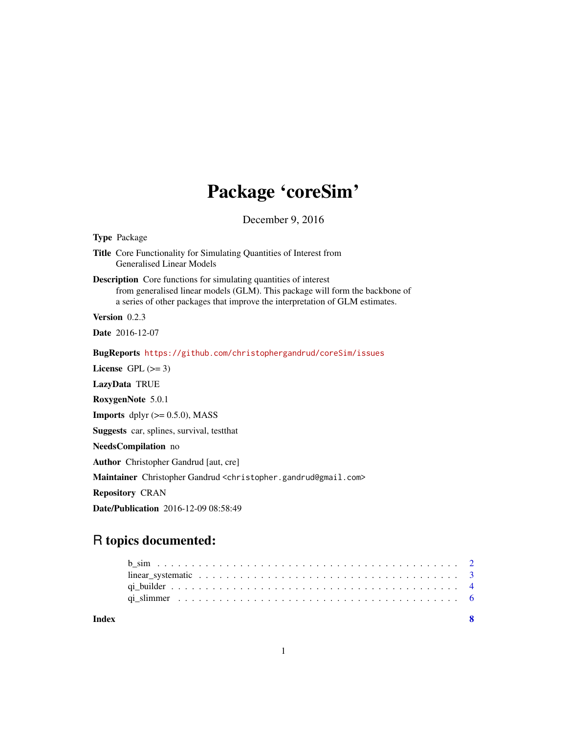# Package 'coreSim'

December 9, 2016

**Type** Package

**Title** Core Functionality for Simulating Quantities of Interest from Generalised Linear Models

**Description** Core functions for simulating quantities of interest from generalised linear models (GLM). This package will form the backbone of a series of other packages that improve the interpretation of GLM estimates.

**Version** 0.2.3

**Date** 2016-12-07

**BugReports** https://github.com/christophergandrud/coreSim/issues

**License** GPL (>= 3)

**LazyData** TRUE

**RoxygenNote** 5.0.1

**Imports** dplyr (>= 0.5.0), MASS

**Suggests** car, splines, survival, testthat

**NeedsCompilation** no

**Author** Christopher Gandrud [aut, cre]

**Maintainer** Christopher Gandrud <christopher.gandrud@gmail.com>

**Repository** CRAN

**Date/Publication** 2016-12-09 08:58:49

## R topics documented:

- b_sim . . . . . . . . . . . . . . . . . . . . . . . . . . . . . . . . . . . . . . . . . 2
- linear_systematic . . . . . . . . . . . . . . . . . . . . . . . . . . . . . . . . . . . 3
- qi_builder . . . . . . . . . . . . . . . . . . . . . . . . . . . . . . . . . . . . . . . 4
- qi_slimmer . . . . . . . . . . . . . . . . . . . . . . . . . . . . . . . . . . . . . . 6

**Index** **8**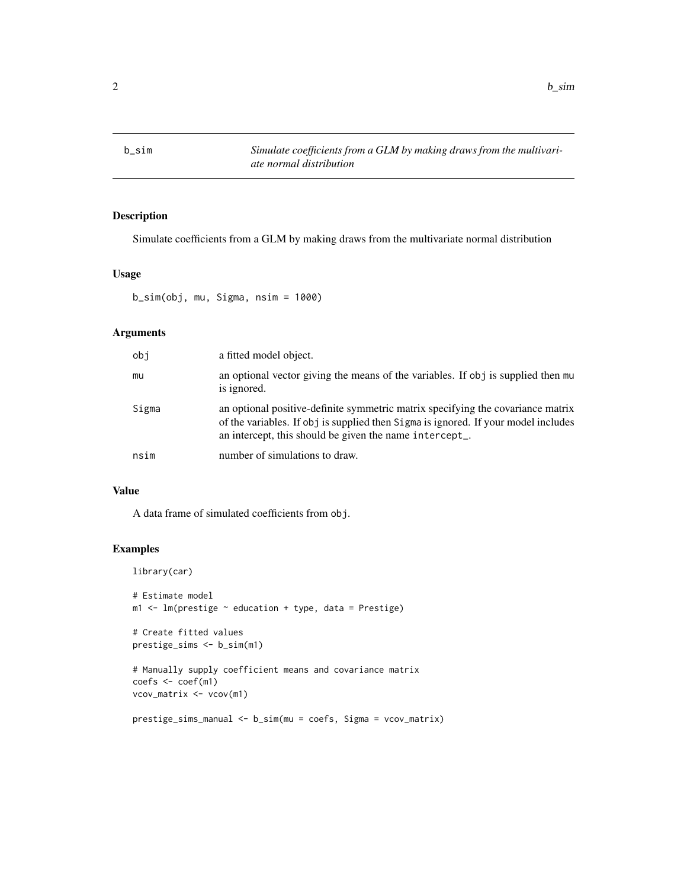## b_sim

*Simulate coefficients from a GLM by making draws from the multivariate normal distribution*

### Description

Simulate coefficients from a GLM by making draws from the multivariate normal distribution

### Usage

```
b_sim(obj, mu, Sigma, nsim = 1000)
```

### Arguments

| | |
|---|---|
| obj | a fitted model object. |
| mu | an optional vector giving the means of the variables. If obj is supplied then mu is ignored. |
| Sigma | an optional positive-definite symmetric matrix specifying the covariance matrix of the variables. If obj is supplied then Sigma is ignored. If your model includes an intercept, this should be given the name intercept_. |
| nsim | number of simulations to draw. |

### Value

A data frame of simulated coefficients from obj.

### Examples

```
library(car)

# Estimate model
m1 <- lm(prestige ~ education + type, data = Prestige)

# Create fitted values
prestige_sims <- b_sim(m1)

# Manually supply coefficient means and covariance matrix
coefs <- coef(m1)
vcov_matrix <- vcov(m1)

prestige_sims_manual <- b_sim(mu = coefs, Sigma = vcov_matrix)
```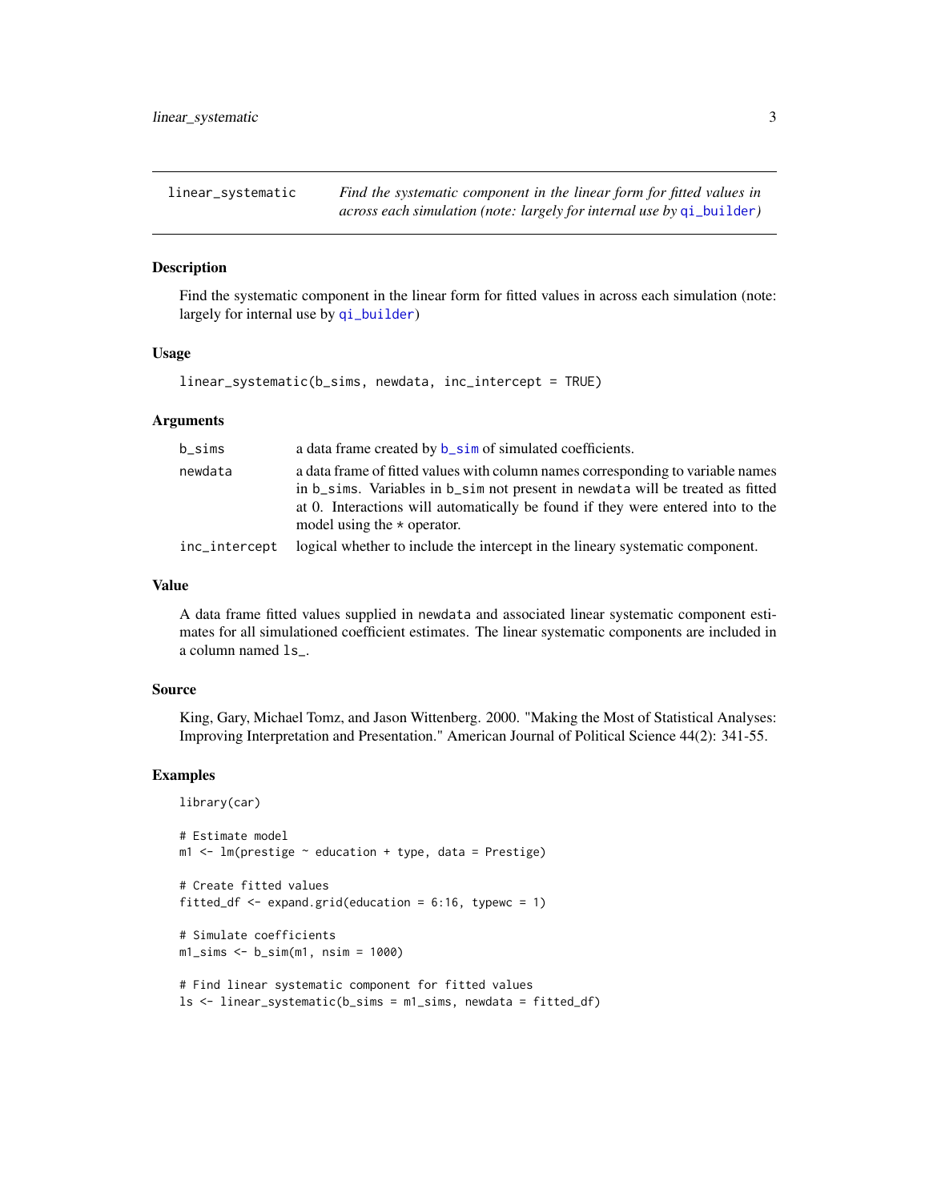## linear_systematic

*Find the systematic component in the linear form for fitted values in across each simulation (note: largely for internal use by qi_builder)*

### Description

Find the systematic component in the linear form for fitted values in across each simulation (note: largely for internal use by qi_builder)

### Usage

```
linear_systematic(b_sims, newdata, inc_intercept = TRUE)
```

### Arguments

| | |
|---|---|
| b_sims | a data frame created by b_sim of simulated coefficients. |
| newdata | a data frame of fitted values with column names corresponding to variable names in b_sims. Variables in b_sim not present in newdata will be treated as fitted at 0. Interactions will automatically be found if they were entered into to the model using the * operator. |
| inc_intercept | logical whether to include the intercept in the lineary systematic component. |

### Value

A data frame fitted values supplied in newdata and associated linear systematic component estimates for all simulationed coefficient estimates. The linear systematic components are included in a column named ls_.

### Source

King, Gary, Michael Tomz, and Jason Wittenberg. 2000. "Making the Most of Statistical Analyses: Improving Interpretation and Presentation." American Journal of Political Science 44(2): 341-55.

### Examples

```
library(car)

# Estimate model
m1 <- lm(prestige ~ education + type, data = Prestige)

# Create fitted values
fitted_df <- expand.grid(education = 6:16, typewc = 1)

# Simulate coefficients
m1_sims <- b_sim(m1, nsim = 1000)

# Find linear systematic component for fitted values
ls <- linear_systematic(b_sims = m1_sims, newdata = fitted_df)
```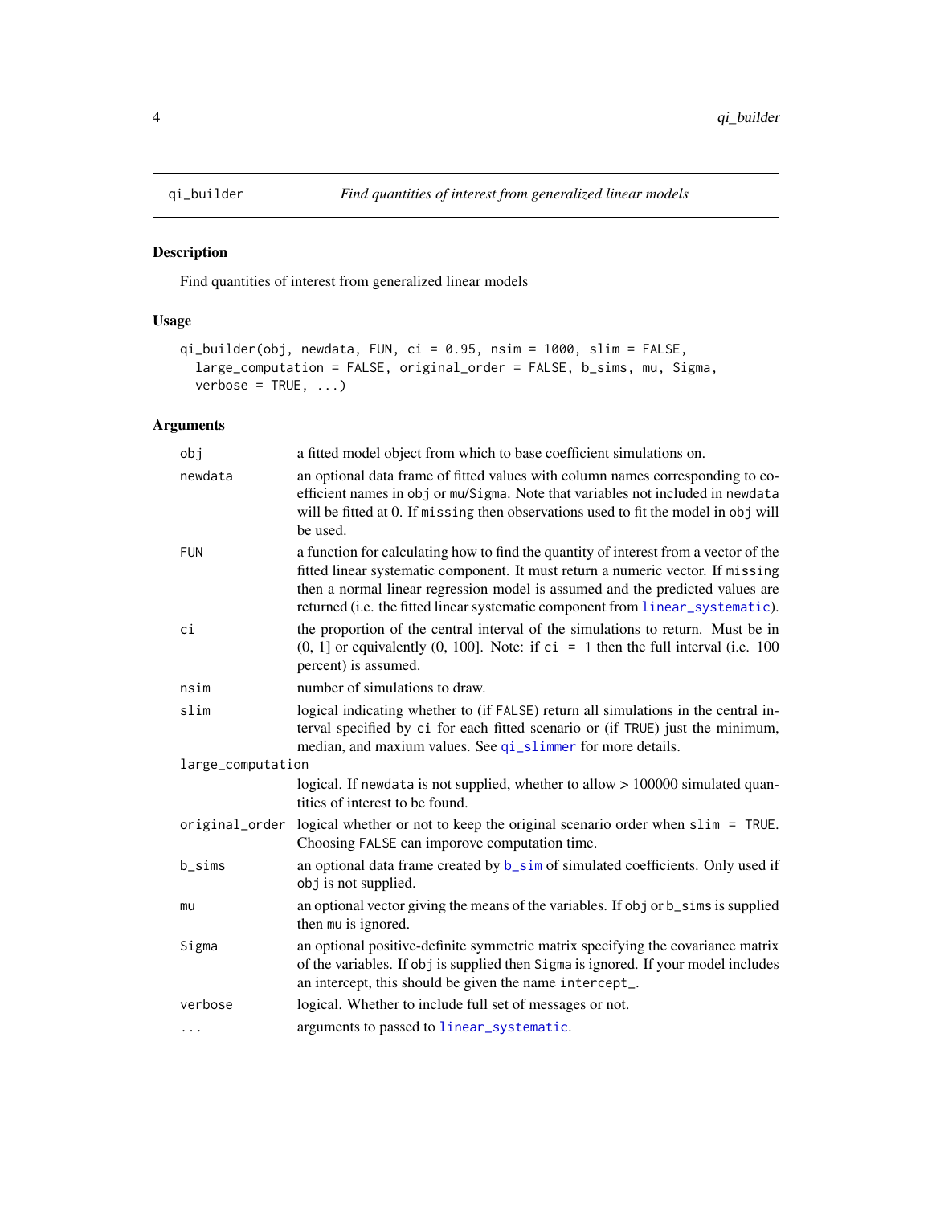# qi_builder — *Find quantities of interest from generalized linear models*

## Description

Find quantities of interest from generalized linear models

## Usage

```
qi_builder(obj, newdata, FUN, ci = 0.95, nsim = 1000, slim = FALSE,
  large_computation = FALSE, original_order = FALSE, b_sims, mu, Sigma,
  verbose = TRUE, ...)
```

## Arguments

| Argument | Description |
| --- | --- |
| `obj` | a fitted model object from which to base coefficient simulations on. |
| `newdata` | an optional data frame of fitted values with column names corresponding to coefficient names in `obj` or `mu`/`Sigma`. Note that variables not included in `newdata` will be fitted at 0. If `missing` then observations used to fit the model in `obj` will be used. |
| `FUN` | a function for calculating how to find the quantity of interest from a vector of the fitted linear systematic component. It must return a numeric vector. If `missing` then a normal linear regression model is assumed and the predicted values are returned (i.e. the fitted linear systematic component from `linear_systematic`). |
| `ci` | the proportion of the central interval of the simulations to return. Must be in (0, 1] or equivalently (0, 100]. Note: if `ci = 1` then the full interval (i.e. 100 percent) is assumed. |
| `nsim` | number of simulations to draw. |
| `slim` | logical indicating whether to (if `FALSE`) return all simulations in the central interval specified by `ci` for each fitted scenario or (if `TRUE`) just the minimum, median, and maxium values. See `qi_slimmer` for more details. |
| `large_computation` | logical. If `newdata` is not supplied, whether to allow > 100000 simulated quantities of interest to be found. |
| `original_order` | logical whether or not to keep the original scenario order when `slim = TRUE`. Choosing `FALSE` can imporove computation time. |
| `b_sims` | an optional data frame created by `b_sim` of simulated coefficients. Only used if `obj` is not supplied. |
| `mu` | an optional vector giving the means of the variables. If `obj` or `b_sims` is supplied then `mu` is ignored. |
| `Sigma` | an optional positive-definite symmetric matrix specifying the covariance matrix of the variables. If `obj` is supplied then `Sigma` is ignored. If your model includes an intercept, this should be given the name `intercept_`. |
| `verbose` | logical. Whether to include full set of messages or not. |
| `...` | arguments to passed to `linear_systematic`. |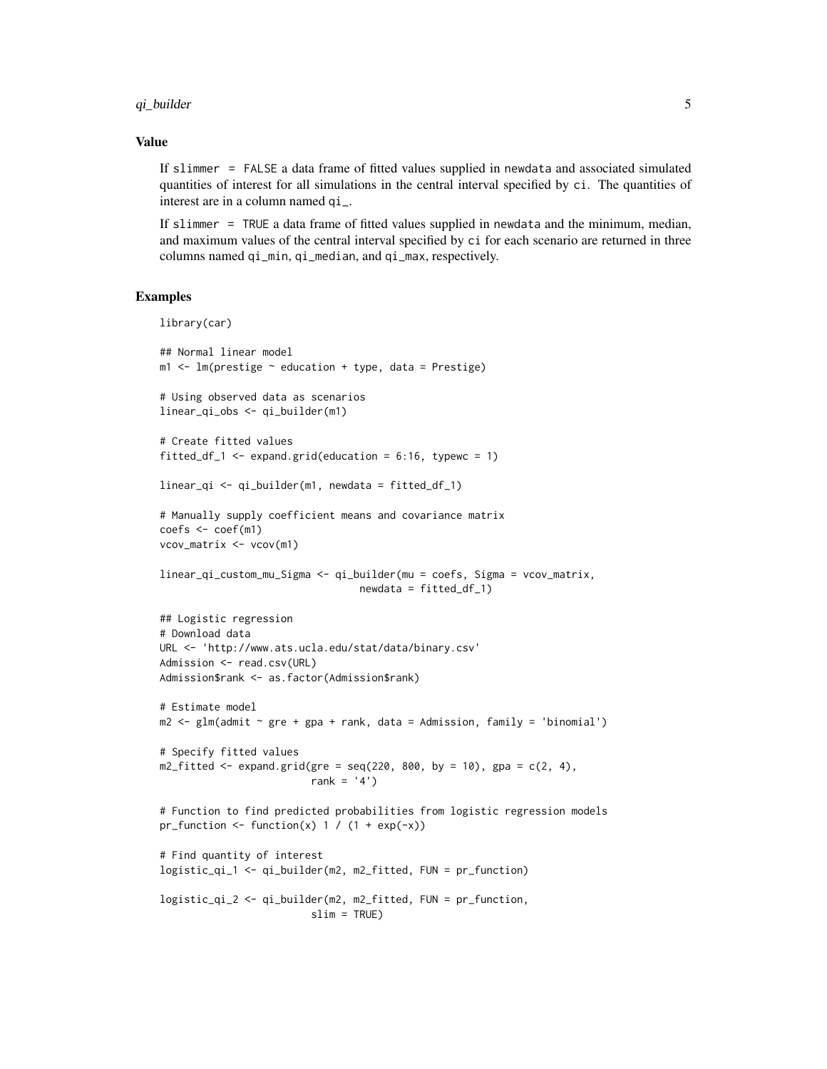### Value

If `slimmer = FALSE` a data frame of fitted values supplied in `newdata` and associated simulated quantities of interest for all simulations in the central interval specified by `ci`. The quantities of interest are in a column named `qi_`.

If `slimmer = TRUE` a data frame of fitted values supplied in `newdata` and the minimum, median, and maximum values of the central interval specified by `ci` for each scenario are returned in three columns named `qi_min`, `qi_median`, and `qi_max`, respectively.

### Examples

```
library(car)

## Normal linear model
m1 <- lm(prestige ~ education + type, data = Prestige)

# Using observed data as scenarios
linear_qi_obs <- qi_builder(m1)

# Create fitted values
fitted_df_1 <- expand.grid(education = 6:16, typewc = 1)

linear_qi <- qi_builder(m1, newdata = fitted_df_1)

# Manually supply coefficient means and covariance matrix
coefs <- coef(m1)
vcov_matrix <- vcov(m1)

linear_qi_custom_mu_Sigma <- qi_builder(mu = coefs, Sigma = vcov_matrix,
                                 newdata = fitted_df_1)

## Logistic regression
# Download data
URL <- 'http://www.ats.ucla.edu/stat/data/binary.csv'
Admission <- read.csv(URL)
Admission$rank <- as.factor(Admission$rank)

# Estimate model
m2 <- glm(admit ~ gre + gpa + rank, data = Admission, family = 'binomial')

# Specify fitted values
m2_fitted <- expand.grid(gre = seq(220, 800, by = 10), gpa = c(2, 4),
                        rank = '4')

# Function to find predicted probabilities from logistic regression models
pr_function <- function(x) 1 / (1 + exp(-x))

# Find quantity of interest
logistic_qi_1 <- qi_builder(m2, m2_fitted, FUN = pr_function)

logistic_qi_2 <- qi_builder(m2, m2_fitted, FUN = pr_function,
                        slim = TRUE)
```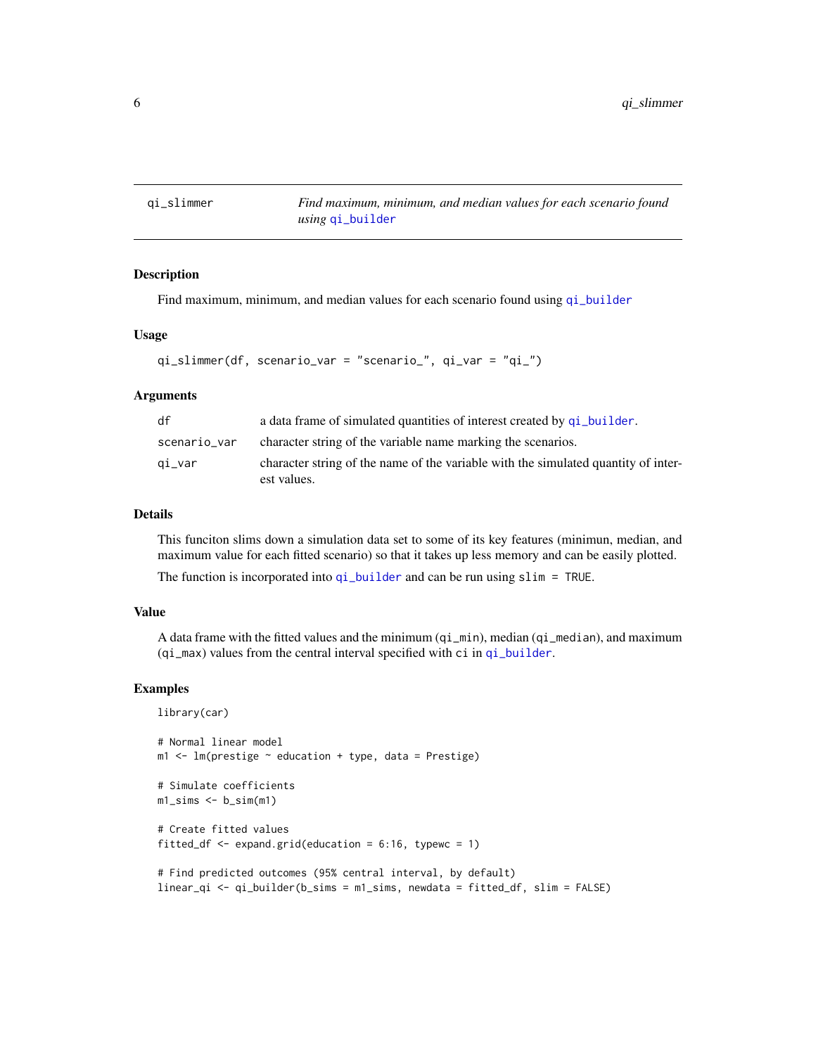## qi_slimmer

*Find maximum, minimum, and median values for each scenario found using* qi_builder

### Description

Find maximum, minimum, and median values for each scenario found using qi_builder

### Usage

```
qi_slimmer(df, scenario_var = "scenario_", qi_var = "qi_")
```

### Arguments

| | |
|---|---|
| df | a data frame of simulated quantities of interest created by qi_builder. |
| scenario_var | character string of the variable name marking the scenarios. |
| qi_var | character string of the name of the variable with the simulated quantity of interest values. |

### Details

This funciton slims down a simulation data set to some of its key features (minimun, median, and maximum value for each fitted scenario) so that it takes up less memory and can be easily plotted.

The function is incorporated into qi_builder and can be run using `slim = TRUE`.

### Value

A data frame with the fitted values and the minimum (`qi_min`), median (`qi_median`), and maximum (`qi_max`) values from the central interval specified with `ci` in qi_builder.

### Examples

```
library(car)

# Normal linear model
m1 <- lm(prestige ~ education + type, data = Prestige)

# Simulate coefficients
m1_sims <- b_sim(m1)

# Create fitted values
fitted_df <- expand.grid(education = 6:16, typewc = 1)

# Find predicted outcomes (95% central interval, by default)
linear_qi <- qi_builder(b_sims = m1_sims, newdata = fitted_df, slim = FALSE)
```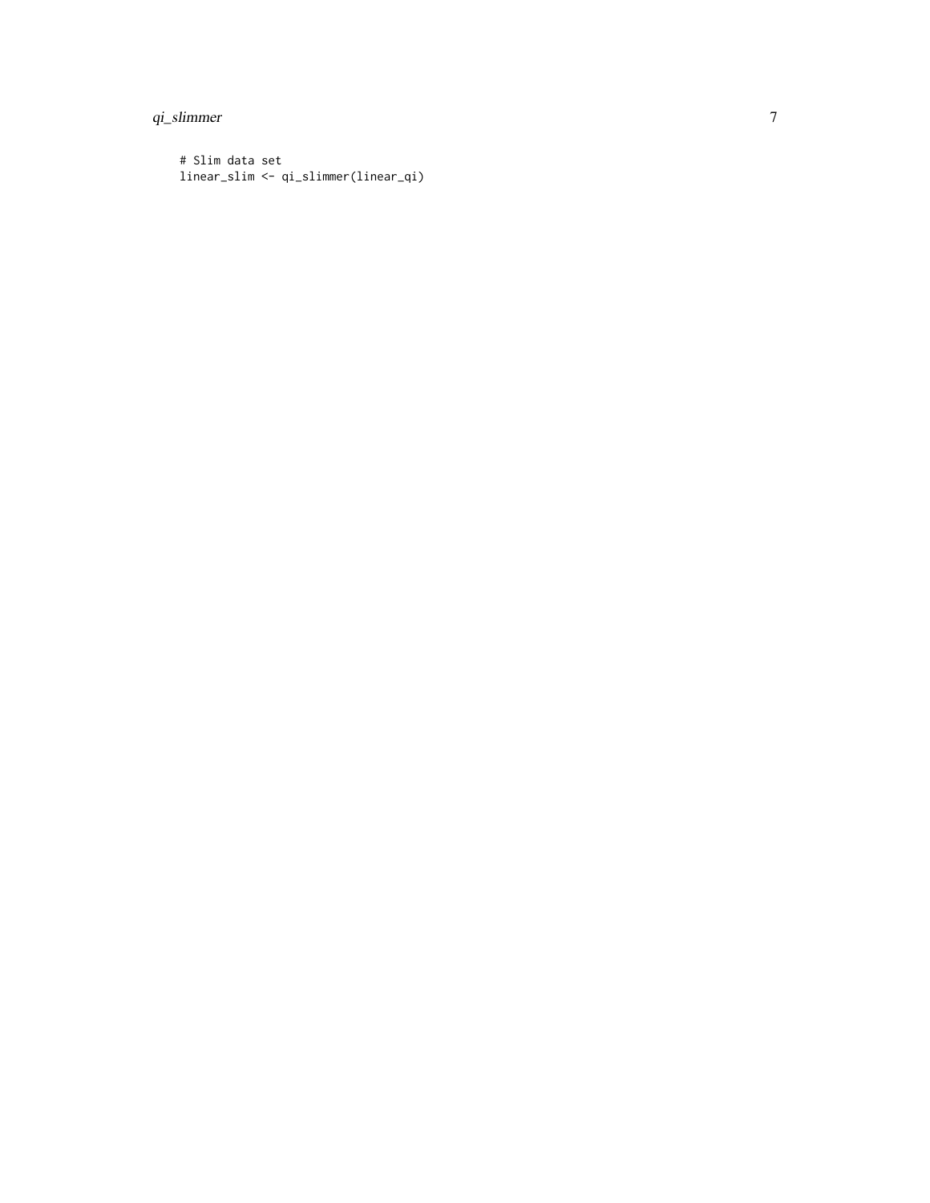```
# Slim data set
linear_slim <- qi_slimmer(linear_qi)
```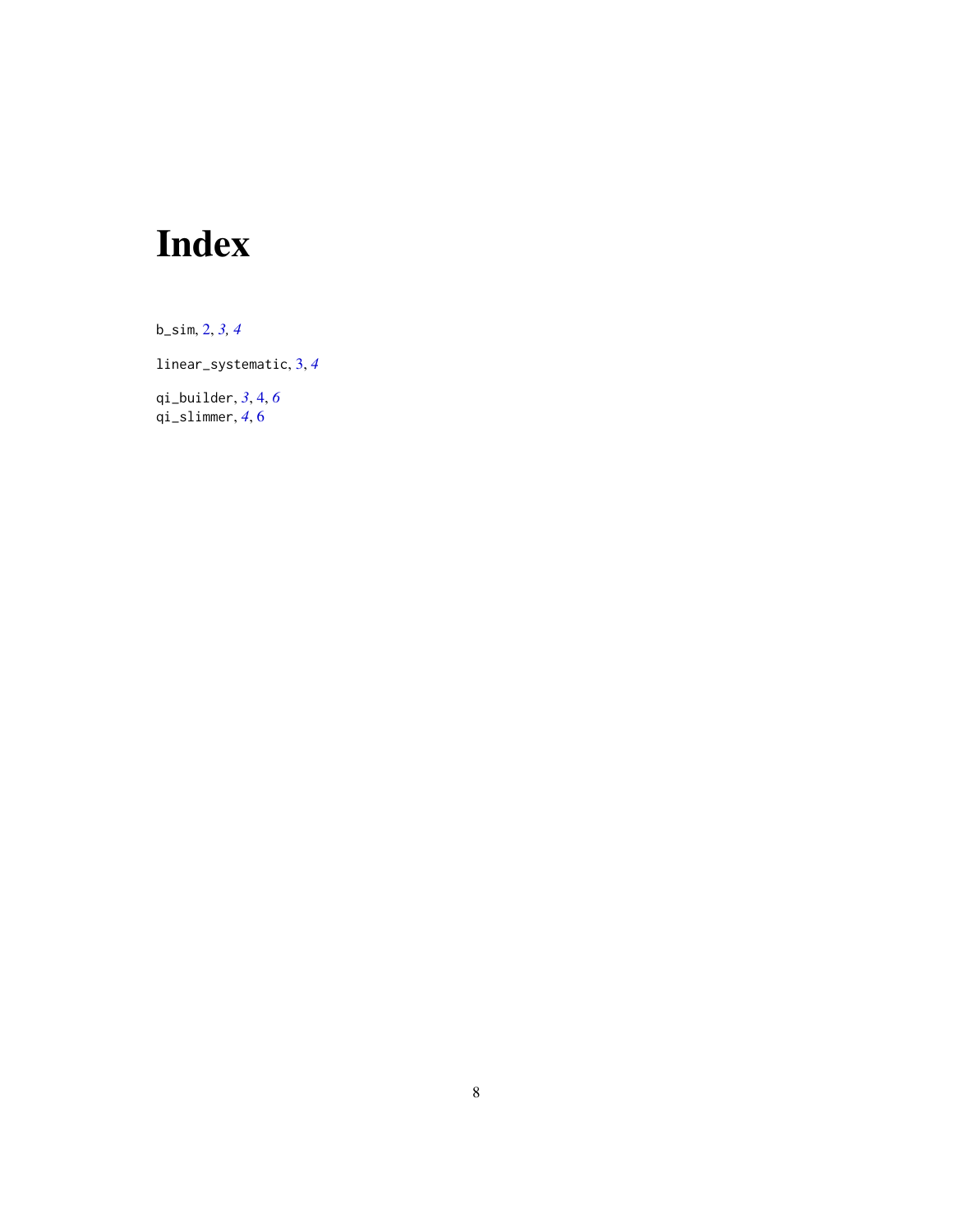# Index

b_sim, 2, *3, 4*

linear_systematic, 3, *4*

qi_builder, *3*, 4, *6*
qi_slimmer, *4*, 6